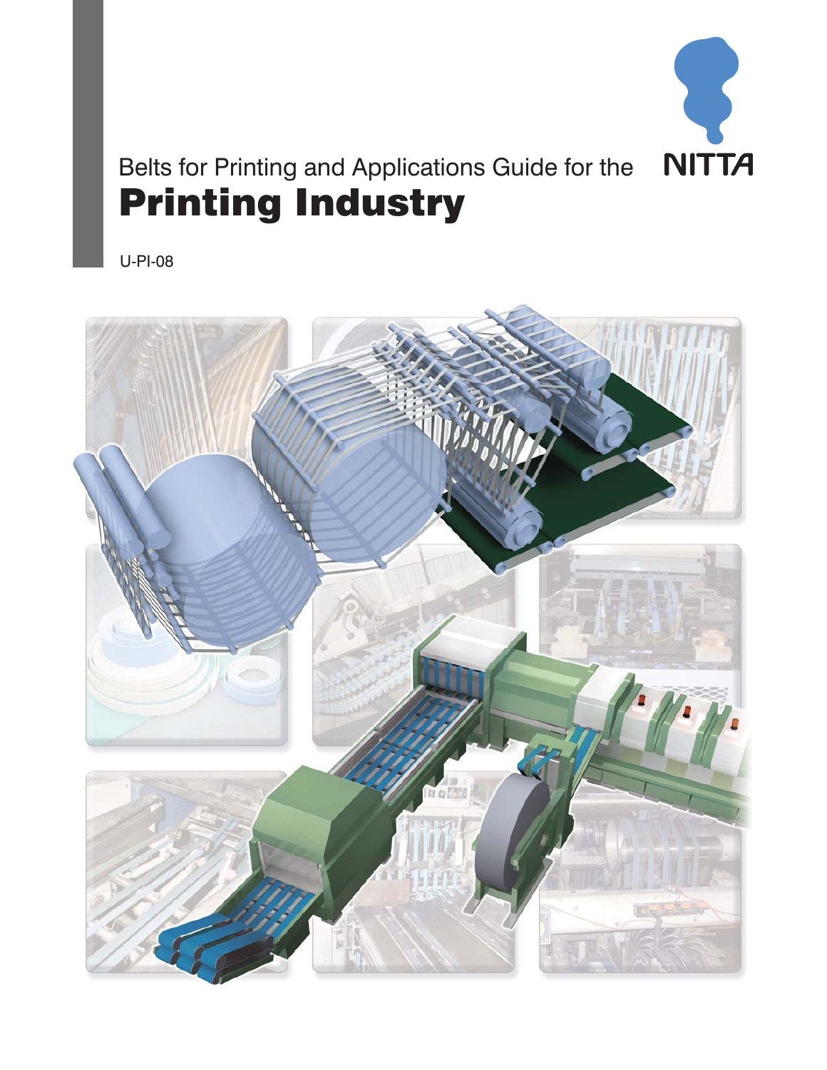NITTA

Belts for Printing and Applications Guide for the

# Printing Industry

U-PI-08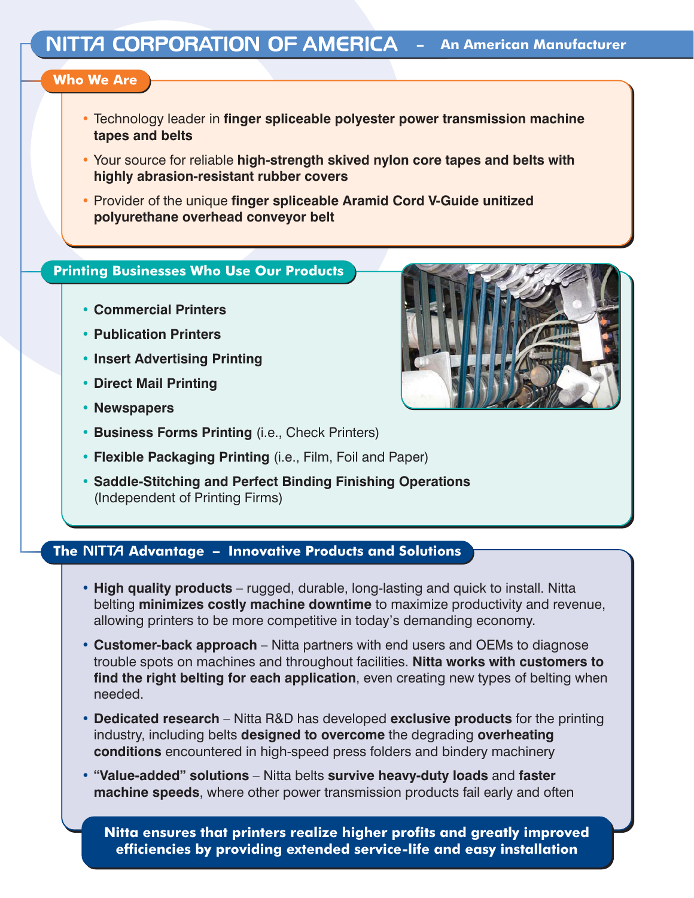# NITTA CORPORATION OF AMERICA – An American Manufacturer

## Who We Are

- Technology leader in **finger spliceable polyester power transmission machine tapes and belts**
- Your source for reliable **high-strength skived nylon core tapes and belts with highly abrasion-resistant rubber covers**
- Provider of the unique **finger spliceable Aramid Cord V-Guide unitized polyurethane overhead conveyor belt**

## Printing Businesses Who Use Our Products

- **Commercial Printers**
- **Publication Printers**
- **Insert Advertising Printing**
- **Direct Mail Printing**
- **Newspapers**
- **Business Forms Printing** (i.e., Check Printers)
- **Flexible Packaging Printing** (i.e., Film, Foil and Paper)
- **Saddle-Stitching and Perfect Binding Finishing Operations** (Independent of Printing Firms)

## The NITTA Advantage – Innovative Products and Solutions

- **High quality products** – rugged, durable, long-lasting and quick to install. Nitta belting **minimizes costly machine downtime** to maximize productivity and revenue, allowing printers to be more competitive in today's demanding economy.
- **Customer-back approach** – Nitta partners with end users and OEMs to diagnose trouble spots on machines and throughout facilities. **Nitta works with customers to find the right belting for each application**, even creating new types of belting when needed.
- **Dedicated research** – Nitta R&D has developed **exclusive products** for the printing industry, including belts **designed to overcome** the degrading **overheating conditions** encountered in high-speed press folders and bindery machinery
- **"Value-added" solutions** – Nitta belts **survive heavy-duty loads** and **faster machine speeds**, where other power transmission products fail early and often

**Nitta ensures that printers realize higher profits and greatly improved efficiencies by providing extended service-life and easy installation**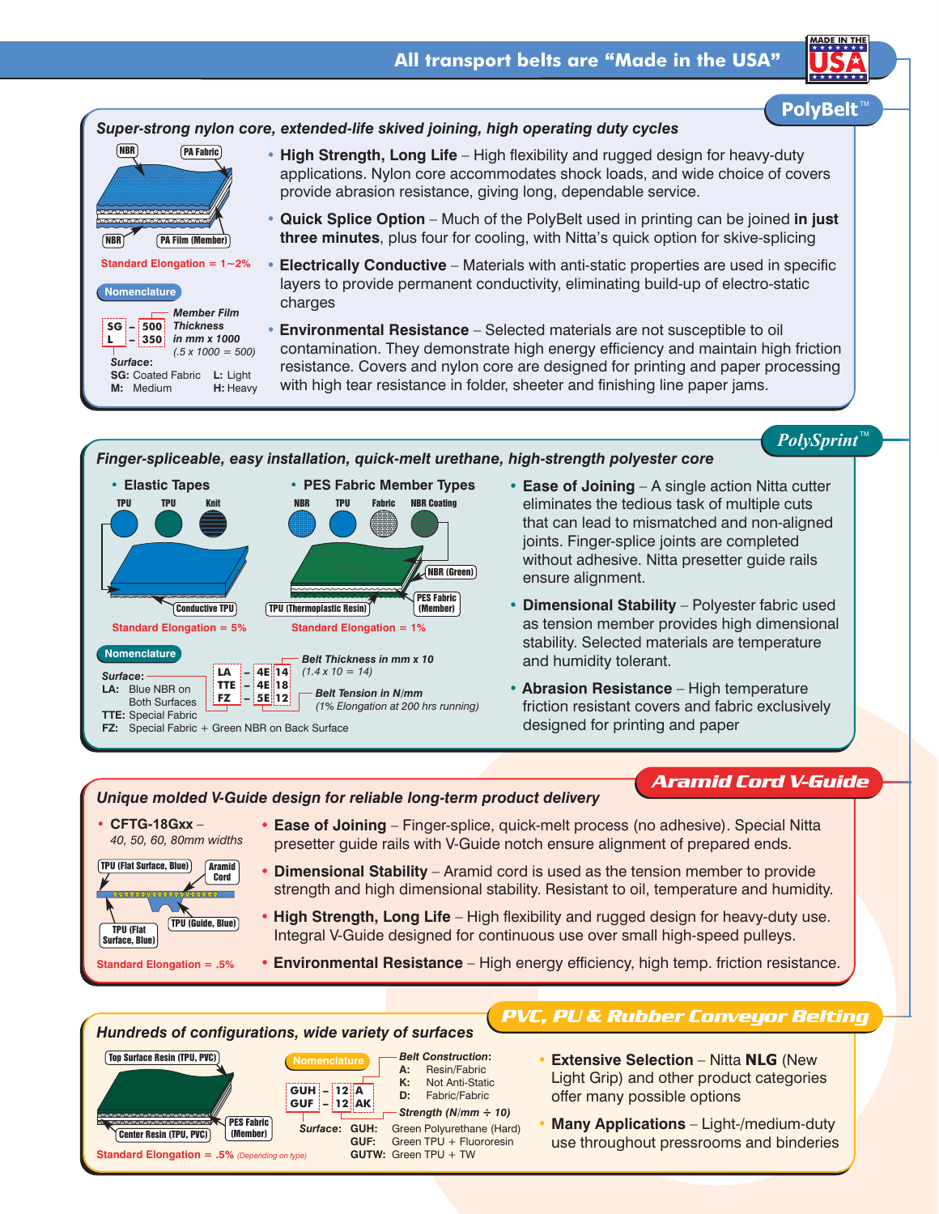## All transport belts are "Made in the USA"

MADE IN THE USA

## PolyBelt™

### Super-strong nylon core, extended-life skived joining, high operating duty cycles

NBR | PA Fabric | NBR | PA Film (Member)

Standard Elongation = 1~2%

**Nomenclature**

SG – 500
L – 350

Member Film Thickness in mm x 1000 (.5 x 1000 = 500)

Surface:
SG: Coated Fabric
L: Light
M: Medium
H: Heavy

- **High Strength, Long Life** – High flexibility and rugged design for heavy-duty applications. Nylon core accommodates shock loads, and wide choice of covers provide abrasion resistance, giving long, dependable service.
- **Quick Splice Option** – Much of the PolyBelt used in printing can be joined **in just three minutes**, plus four for cooling, with Nitta's quick option for skive-splicing
- **Electrically Conductive** – Materials with anti-static properties are used in specific layers to provide permanent conductivity, eliminating build-up of electro-static charges
- **Environmental Resistance** – Selected materials are not susceptible to oil contamination. They demonstrate high energy efficiency and maintain high friction resistance. Covers and nylon core are designed for printing and paper processing with high tear resistance in folder, sheeter and finishing line paper jams.

## PolySprint™

### Finger-spliceable, easy installation, quick-melt urethane, high-strength polyester core

- **Elastic Tapes**

TPU | TPU | Knit | Conductive TPU

Standard Elongation = 5%

- **PES Fabric Member Types**

NBR | TPU | Fabric | NBR Coating | NBR (Green) | PES Fabric (Member) | TPU (Thermoplastic Resin)

Standard Elongation = 1%

**Nomenclature**

LA – 4E 14
TTE – 4E 18
FZ – 5E 12

Belt Thickness in mm x 10 (1.4 x 10 = 14)

Belt Tension in N/mm (1% Elongation at 200 hrs running)

Surface:
LA: Blue NBR on Both Surfaces
TTE: Special Fabric
FZ: Special Fabric + Green NBR on Back Surface

- **Ease of Joining** – A single action Nitta cutter eliminates the tedious task of multiple cuts that can lead to mismatched and non-aligned joints. Finger-splice joints are completed without adhesive. Nitta presetter guide rails ensure alignment.
- **Dimensional Stability** – Polyester fabric used as tension member provides high dimensional stability. Selected materials are temperature and humidity tolerant.
- **Abrasion Resistance** – High temperature friction resistant covers and fabric exclusively designed for printing and paper

## Aramid Cord V-Guide

### Unique molded V-Guide design for reliable long-term product delivery

- **CFTG-18Gxx** – *40, 50, 60, 80mm widths*

TPU (Flat Surface, Blue) | Aramid Cord | TPU (Flat Surface, Blue) | TPU (Guide, Blue)

Standard Elongation = .5%

- **Ease of Joining** – Finger-splice, quick-melt process (no adhesive). Special Nitta presetter guide rails with V-Guide notch ensure alignment of prepared ends.
- **Dimensional Stability** – Aramid cord is used as the tension member to provide strength and high dimensional stability. Resistant to oil, temperature and humidity.
- **High Strength, Long Life** – High flexibility and rugged design for heavy-duty use. Integral V-Guide designed for continuous use over small high-speed pulleys.
- **Environmental Resistance** – High energy efficiency, high temp. friction resistance.

## PVC, PU & Rubber Conveyor Belting

### Hundreds of configurations, wide variety of surfaces

Top Surface Resin (TPU, PVC) | PES Fabric (Member) | Center Resin (TPU, PVC)

Standard Elongation = .5% *(Depending on type)*

**Nomenclature**

GUH – 12 A
GUF – 12 AK

Belt Construction:
A: Resin/Fabric
K: Not Anti-Static
D: Fabric/Fabric

Strength (N/mm ÷ 10)

Surface:
GUH: Green Polyurethane (Hard)
GUF: Green TPU + Fluororesin
GUTW: Green TPU + TW

- **Extensive Selection** – Nitta **NLG** (New Light Grip) and other product categories offer many possible options
- **Many Applications** – Light-/medium-duty use throughout pressrooms and binderies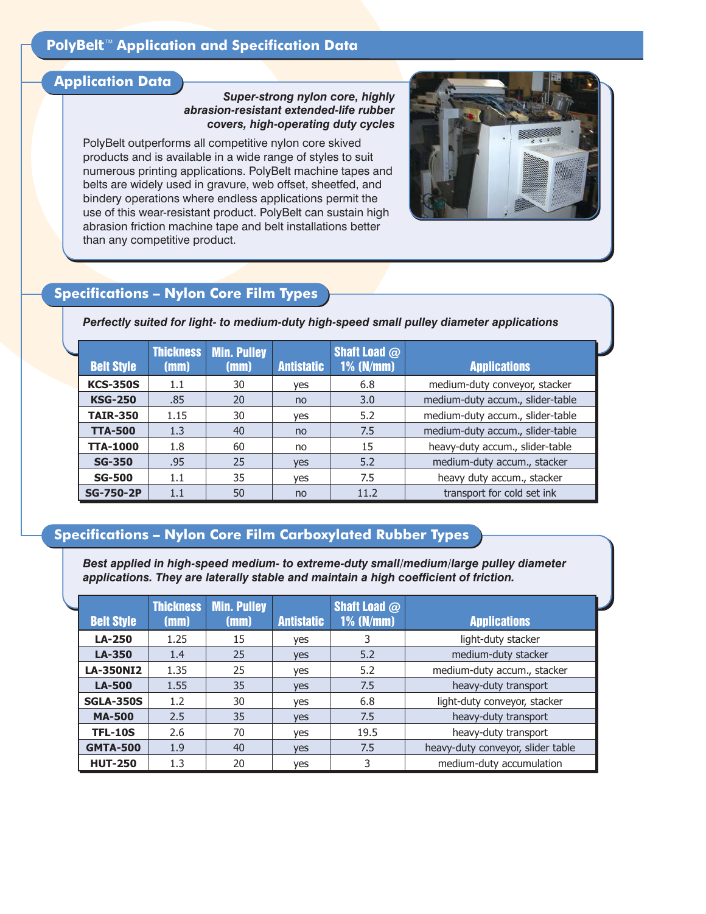# PolyBelt™ Application and Specification Data

## Application Data

***Super-strong nylon core, highly abrasion-resistant extended-life rubber covers, high-operating duty cycles***

PolyBelt outperforms all competitive nylon core skived products and is available in a wide range of styles to suit numerous printing applications. PolyBelt machine tapes and belts are widely used in gravure, web offset, sheetfed, and bindery operations where endless applications permit the use of this wear-resistant product. PolyBelt can sustain high abrasion friction machine tape and belt installations better than any competitive product.

## Specifications – Nylon Core Film Types

***Perfectly suited for light- to medium-duty high-speed small pulley diameter applications***

| Belt Style | Thickness (mm) | Min. Pulley (mm) | Antistatic | Shaft Load @ 1% (N/mm) | Applications |
|---|---|---|---|---|---|
| **KCS-350S** | 1.1 | 30 | yes | 6.8 | medium-duty conveyor, stacker |
| **KSG-250** | .85 | 20 | no | 3.0 | medium-duty accum., slider-table |
| **TAIR-350** | 1.15 | 30 | yes | 5.2 | medium-duty accum., slider-table |
| **TTA-500** | 1.3 | 40 | no | 7.5 | medium-duty accum., slider-table |
| **TTA-1000** | 1.8 | 60 | no | 15 | heavy-duty accum., slider-table |
| **SG-350** | .95 | 25 | yes | 5.2 | medium-duty accum., stacker |
| **SG-500** | 1.1 | 35 | yes | 7.5 | heavy duty accum., stacker |
| **SG-750-2P** | 1.1 | 50 | no | 11.2 | transport for cold set ink |

## Specifications – Nylon Core Film Carboxylated Rubber Types

***Best applied in high-speed medium- to extreme-duty small/medium/large pulley diameter applications. They are laterally stable and maintain a high coefficient of friction.***

| Belt Style | Thickness (mm) | Min. Pulley (mm) | Antistatic | Shaft Load @ 1% (N/mm) | Applications |
|---|---|---|---|---|---|
| **LA-250** | 1.25 | 15 | yes | 3 | light-duty stacker |
| **LA-350** | 1.4 | 25 | yes | 5.2 | medium-duty stacker |
| **LA-350NI2** | 1.35 | 25 | yes | 5.2 | medium-duty accum., stacker |
| **LA-500** | 1.55 | 35 | yes | 7.5 | heavy-duty transport |
| **SGLA-350S** | 1.2 | 30 | yes | 6.8 | light-duty conveyor, stacker |
| **MA-500** | 2.5 | 35 | yes | 7.5 | heavy-duty transport |
| **TFL-10S** | 2.6 | 70 | yes | 19.5 | heavy-duty transport |
| **GMTA-500** | 1.9 | 40 | yes | 7.5 | heavy-duty conveyor, slider table |
| **HUT-250** | 1.3 | 20 | yes | 3 | medium-duty accumulation |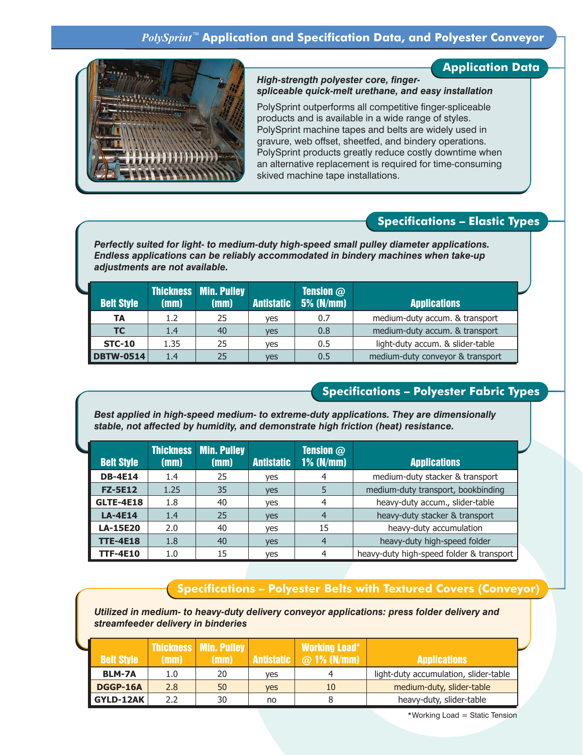# *PolySprint™* Application and Specification Data, and Polyester Conveyor

## Application Data

***High-strength polyester core, finger-spliceable quick-melt urethane, and easy installation***

PolySprint outperforms all competitive finger-spliceable products and is available in a wide range of styles. PolySprint machine tapes and belts are widely used in gravure, web offset, sheetfed, and bindery operations. PolySprint products greatly reduce costly downtime when an alternative replacement is required for time-consuming skived machine tape installations.

## Specifications – Elastic Types

***Perfectly suited for light- to medium-duty high-speed small pulley diameter applications. Endless applications can be reliably accommodated in bindery machines when take-up adjustments are not available.***

| Belt Style | Thickness (mm) | Min. Pulley (mm) | Antistatic | Tension @ 5% (N/mm) | Applications |
|---|---|---|---|---|---|
| **TA** | 1.2 | 25 | yes | 0.7 | medium-duty accum. & transport |
| **TC** | 1.4 | 40 | yes | 0.8 | medium-duty accum. & transport |
| **STC-10** | 1.35 | 25 | yes | 0.5 | light-duty accum. & slider-table |
| **DBTW-0514** | 1.4 | 25 | yes | 0.5 | medium-duty conveyor & transport |

## Specifications – Polyester Fabric Types

***Best applied in high-speed medium- to extreme-duty applications. They are dimensionally stable, not affected by humidity, and demonstrate high friction (heat) resistance.***

| Belt Style | Thickness (mm) | Min. Pulley (mm) | Antistatic | Tension @ 1% (N/mm) | Applications |
|---|---|---|---|---|---|
| **DB-4E14** | 1.4 | 25 | yes | 4 | medium-duty stacker & transport |
| **FZ-5E12** | 1.25 | 35 | yes | 5 | medium-duty transport, bookbinding |
| **GLTE-4E18** | 1.8 | 40 | yes | 4 | heavy-duty accum., slider-table |
| **LA-4E14** | 1.4 | 25 | yes | 4 | heavy-duty stacker & transport |
| **LA-15E20** | 2.0 | 40 | yes | 15 | heavy-duty accumulation |
| **TTE-4E18** | 1.8 | 40 | yes | 4 | heavy-duty high-speed folder |
| **TTF-4E10** | 1.0 | 15 | yes | 4 | heavy-duty high-speed folder & transport |

## Specifications – Polyester Belts with Textured Covers (Conveyor)

***Utilized in medium- to heavy-duty delivery conveyor applications: press folder delivery and streamfeeder delivery in binderies***

| Belt Style | Thickness (mm) | Min. Pulley (mm) | Antistatic | Working Load* @ 1% (N/mm) | Applications |
|---|---|---|---|---|---|
| **BLM-7A** | 1.0 | 20 | yes | 4 | light-duty accumulation, slider-table |
| **DGGP-16A** | 2.8 | 50 | yes | 10 | medium-duty, slider-table |
| **GYLD-12AK** | 2.2 | 30 | no | 8 | heavy-duty, slider-table |

*Working Load = Static Tension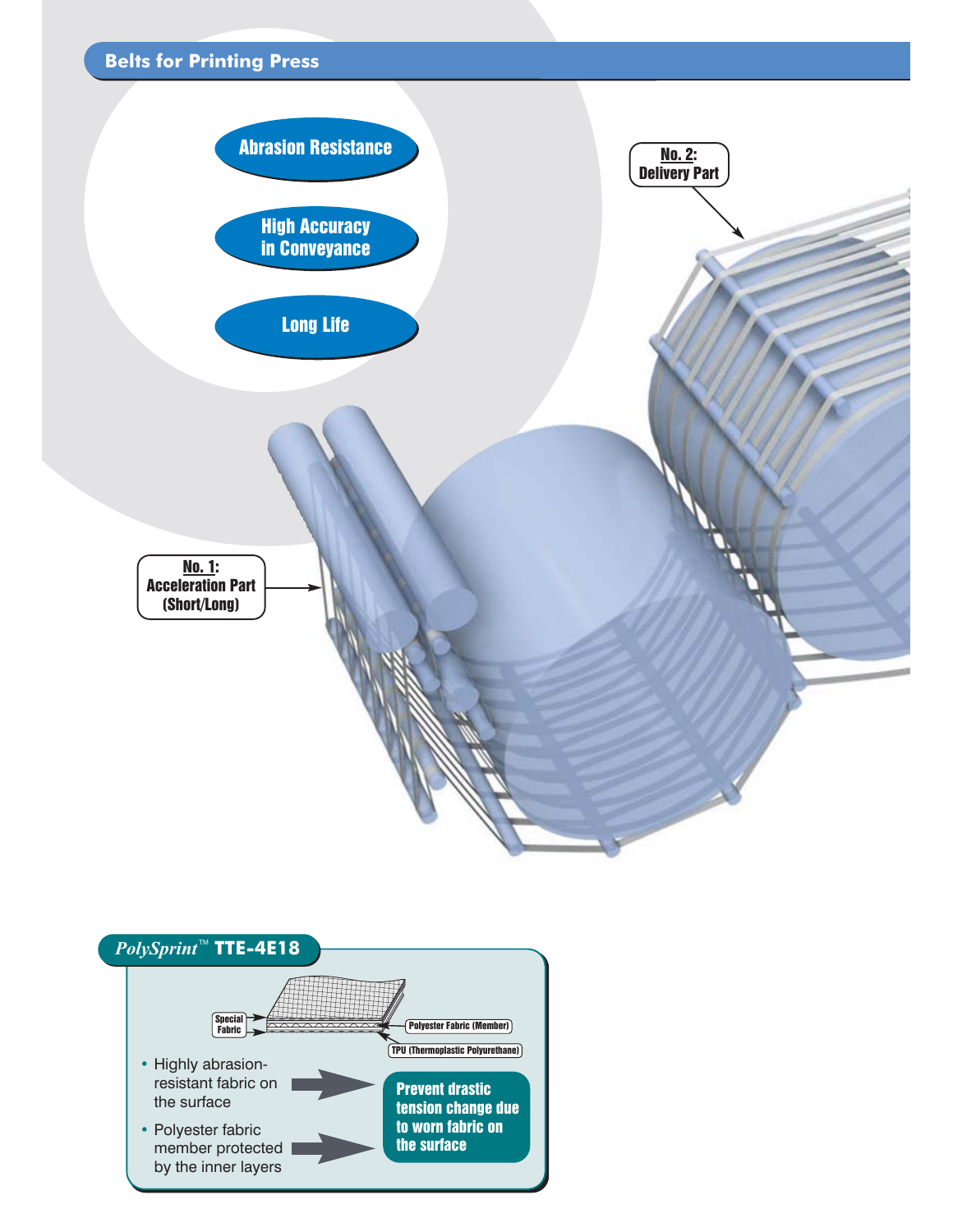## Belts for Printing Press

**Abrasion Resistance**

**High Accuracy in Conveyance**

**Long Life**

**No. 2: Delivery Part**

**No. 1: Acceleration Part (Short/Long)**

### *PolySprint*™ TTE-4E18

Special Fabric

Polyester Fabric (Member)

TPU (Thermoplastic Polyurethane)

- Highly abrasion-resistant fabric on the surface
- Polyester fabric member protected by the inner layers

**Prevent drastic tension change due to worn fabric on the surface**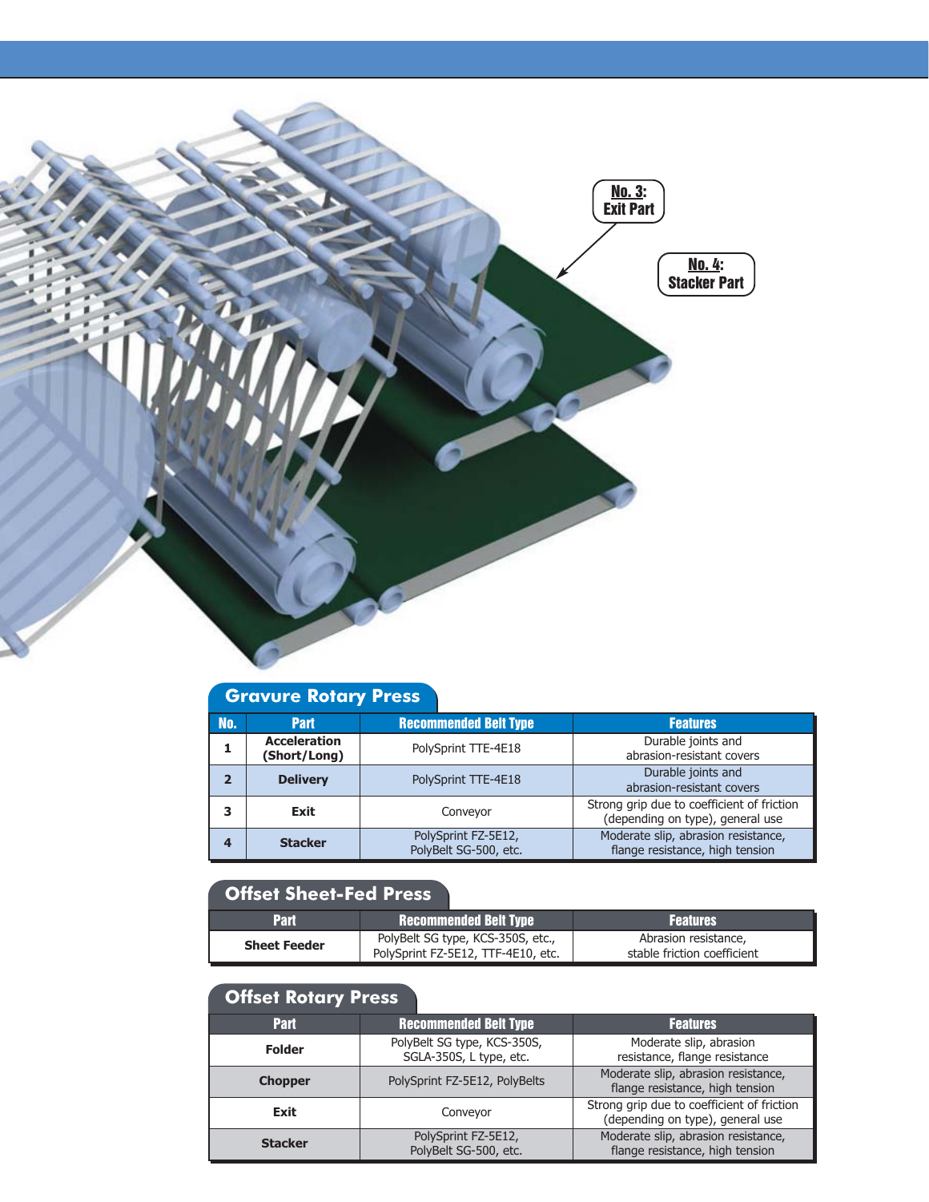No. 3: Exit Part

No. 4: Stacker Part

## Gravure Rotary Press

| No. | Part | Recommended Belt Type | Features |
|---|---|---|---|
| 1 | **Acceleration (Short/Long)** | PolySprint TTE-4E18 | Durable joints and abrasion-resistant covers |
| 2 | **Delivery** | PolySprint TTE-4E18 | Durable joints and abrasion-resistant covers |
| 3 | **Exit** | Conveyor | Strong grip due to coefficient of friction (depending on type), general use |
| 4 | **Stacker** | PolySprint FZ-5E12, PolyBelt SG-500, etc. | Moderate slip, abrasion resistance, flange resistance, high tension |

## Offset Sheet-Fed Press

| Part | Recommended Belt Type | Features |
|---|---|---|
| **Sheet Feeder** | PolyBelt SG type, KCS-350S, etc., PolySprint FZ-5E12, TTF-4E10, etc. | Abrasion resistance, stable friction coefficient |

## Offset Rotary Press

| Part | Recommended Belt Type | Features |
|---|---|---|
| **Folder** | PolyBelt SG type, KCS-350S, SGLA-350S, L type, etc. | Moderate slip, abrasion resistance, flange resistance |
| **Chopper** | PolySprint FZ-5E12, PolyBelts | Moderate slip, abrasion resistance, flange resistance, high tension |
| **Exit** | Conveyor | Strong grip due to coefficient of friction (depending on type), general use |
| **Stacker** | PolySprint FZ-5E12, PolyBelt SG-500, etc. | Moderate slip, abrasion resistance, flange resistance, high tension |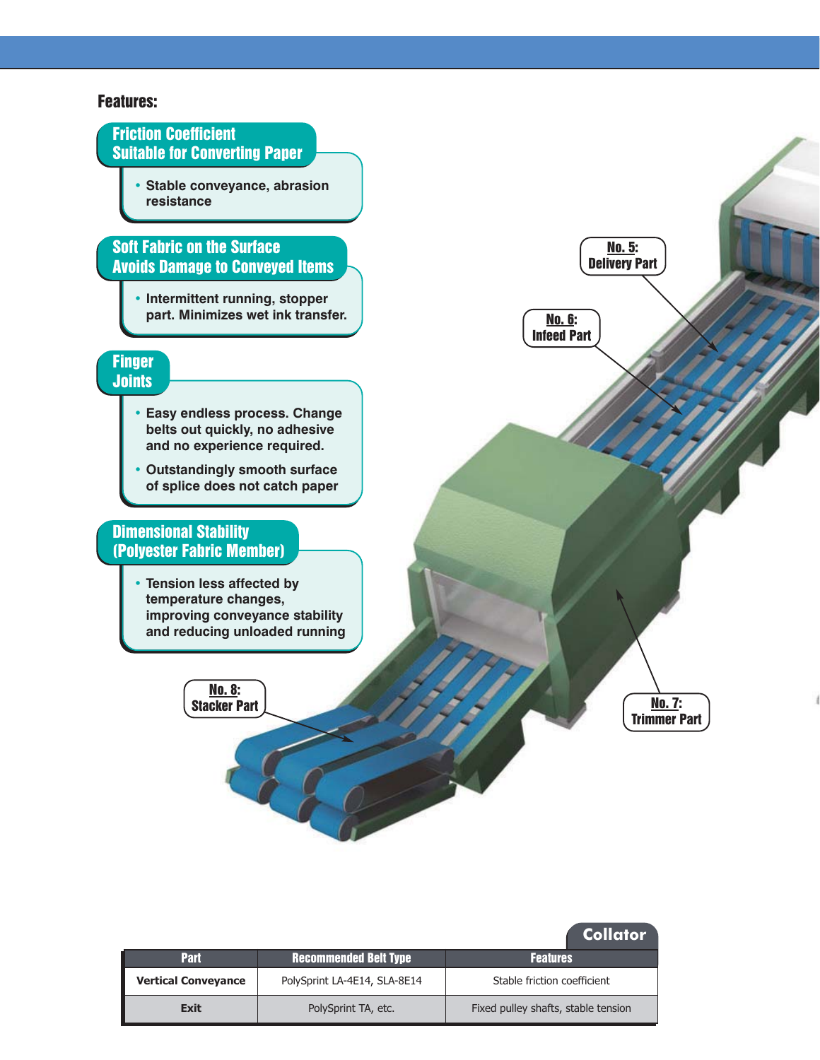**Features:**

### Friction Coefficient Suitable for Converting Paper

- Stable conveyance, abrasion resistance

### Soft Fabric on the Surface Avoids Damage to Conveyed Items

- Intermittent running, stopper part. Minimizes wet ink transfer.

### Finger Joints

- Easy endless process. Change belts out quickly, no adhesive and no experience required.
- Outstandingly smooth surface of splice does not catch paper

### Dimensional Stability (Polyester Fabric Member)

- Tension less affected by temperature changes, improving conveyance stability and reducing unloaded running

**No. 5:** Delivery Part

**No. 6:** Infeed Part

**No. 7:** Trimmer Part

**No. 8:** Stacker Part

## Collator

| Part | Recommended Belt Type | Features |
|---|---|---|
| **Vertical Conveyance** | PolySprint LA-4E14, SLA-8E14 | Stable friction coefficient |
| **Exit** | PolySprint TA, etc. | Fixed pulley shafts, stable tension |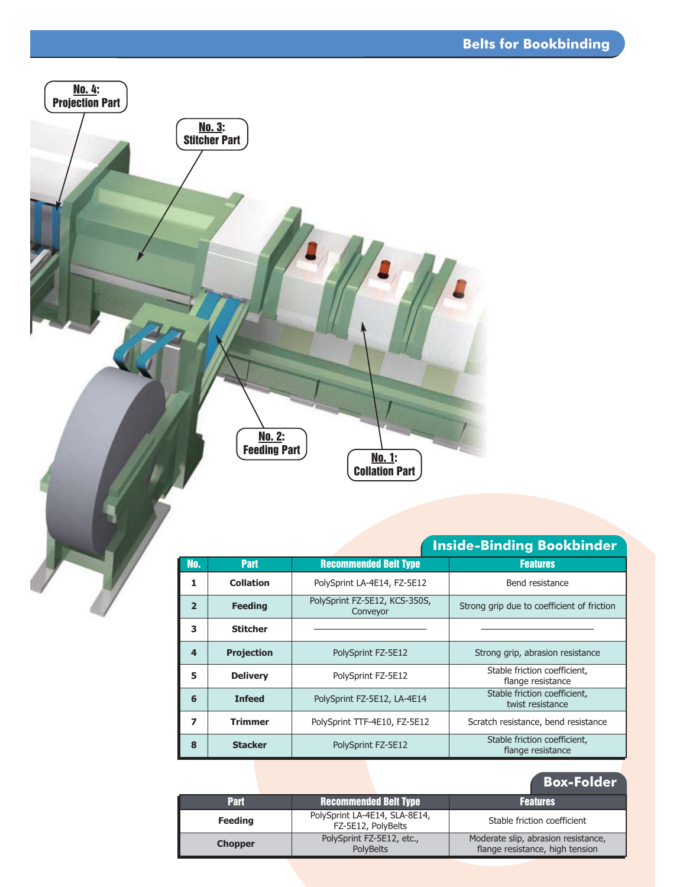## Belts for Bookbinding

**No. 4:** Projection Part

**No. 3:** Stitcher Part

**No. 2:** Feeding Part

**No. 1:** Collation Part

### Inside-Binding Bookbinder

| No. | Part | Recommended Belt Type | Features |
|---|---|---|---|
| 1 | **Collation** | PolySprint LA-4E14, FZ-5E12 | Bend resistance |
| 2 | **Feeding** | PolySprint FZ-5E12, KCS-350S, Conveyor | Strong grip due to coefficient of friction |
| 3 | **Stitcher** | —————————— | —————————— |
| 4 | **Projection** | PolySprint FZ-5E12 | Strong grip, abrasion resistance |
| 5 | **Delivery** | PolySprint FZ-5E12 | Stable friction coefficient, flange resistance |
| 6 | **Infeed** | PolySprint FZ-5E12, LA-4E14 | Stable friction coefficient, twist resistance |
| 7 | **Trimmer** | PolySprint TTF-4E10, FZ-5E12 | Scratch resistance, bend resistance |
| 8 | **Stacker** | PolySprint FZ-5E12 | Stable friction coefficient, flange resistance |

### Box-Folder

| Part | Recommended Belt Type | Features |
|---|---|---|
| **Feeding** | PolySprint LA-4E14, SLA-8E14, FZ-5E12, PolyBelts | Stable friction coefficient |
| **Chopper** | PolySprint FZ-5E12, etc., PolyBelts | Moderate slip, abrasion resistance, flange resistance, high tension |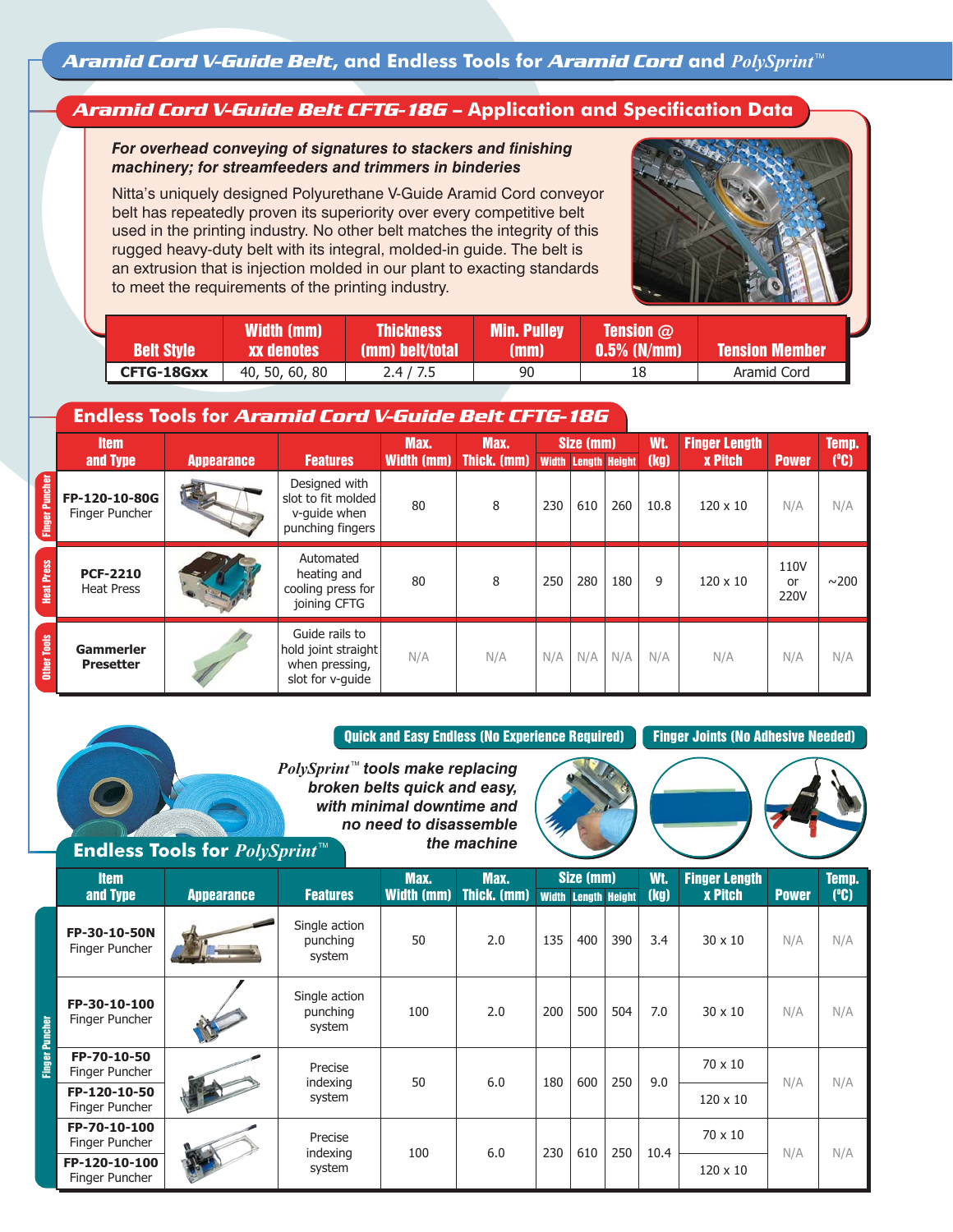# *Aramid Cord V-Guide Belt*, and Endless Tools for *Aramid Cord* and *PolySprint*™

## *Aramid Cord V-Guide Belt CFTG-18G* – Application and Specification Data

***For overhead conveying of signatures to stackers and finishing machinery; for streamfeeders and trimmers in binderies***

Nitta's uniquely designed Polyurethane V-Guide Aramid Cord conveyor belt has repeatedly proven its superiority over every competitive belt used in the printing industry. No other belt matches the integrity of this rugged heavy-duty belt with its integral, molded-in guide. The belt is an extrusion that is injection molded in our plant to exacting standards to meet the requirements of the printing industry.

| Belt Style | Width (mm) xx denotes | Thickness (mm) belt/total | Min. Pulley (mm) | Tension @ 0.5% (N/mm) | Tension Member |
|---|---|---|---|---|---|
| **CFTG-18Gxx** | 40, 50, 60, 80 | 2.4 / 7.5 | 90 | 18 | Aramid Cord |

## Endless Tools for *Aramid Cord V-Guide Belt CFTG-18G*

| | Item and Type | Appearance | Features | Max. Width (mm) | Max. Thick. (mm) | Size (mm) | | | Wt. (kg) | Finger Length x Pitch | Power | Temp. (°C) |
|---|---|---|---|---|---|---|---|---|---|---|---|---|
| | | | | | | Width | Length | Height | | | | |
| Finger Puncher | **FP-120-10-80G** Finger Puncher | | Designed with slot to fit molded v-guide when punching fingers | 80 | 8 | 230 | 610 | 260 | 10.8 | 120 x 10 | N/A | N/A |
| Heat Press | **PCF-2210** Heat Press | | Automated heating and cooling press for joining CFTG | 80 | 8 | 250 | 280 | 180 | 9 | 120 x 10 | 110V or 220V | ~200 |
| Other Tools | **Gammerler Presetter** | | Guide rails to hold joint straight when pressing, slot for v-guide | N/A | N/A | N/A | N/A | N/A | N/A | N/A | N/A | N/A |

**Quick and Easy Endless (No Experience Required)** **Finger Joints (No Adhesive Needed)**

***PolySprint*™ *tools make replacing broken belts quick and easy, with minimal downtime and no need to disassemble the machine***

## Endless Tools for *PolySprint*™

| | Item and Type | Appearance | Features | Max. Width (mm) | Max. Thick. (mm) | Size (mm) | | | Wt. (kg) | Finger Length x Pitch | Power | Temp. (°C) |
|---|---|---|---|---|---|---|---|---|---|---|---|---|
| | | | | | | Width | Length | Height | | | | |
| Finger Puncher | **FP-30-10-50N** Finger Puncher | | Single action punching system | 50 | 2.0 | 135 | 400 | 390 | 3.4 | 30 x 10 | N/A | N/A |
| Finger Puncher | **FP-30-10-100** Finger Puncher | | Single action punching system | 100 | 2.0 | 200 | 500 | 504 | 7.0 | 30 x 10 | N/A | N/A |
| Finger Puncher | **FP-70-10-50** Finger Puncher | | Precise indexing system | 50 | 6.0 | 180 | 600 | 250 | 9.0 | 70 x 10 | N/A | N/A |
| Finger Puncher | **FP-120-10-50** Finger Puncher | | | | | | | | | 120 x 10 | | |
| Finger Puncher | **FP-70-10-100** Finger Puncher | | Precise indexing system | 100 | 6.0 | 230 | 610 | 250 | 10.4 | 70 x 10 | N/A | N/A |
| Finger Puncher | **FP-120-10-100** Finger Puncher | | | | | | | | | 120 x 10 | | |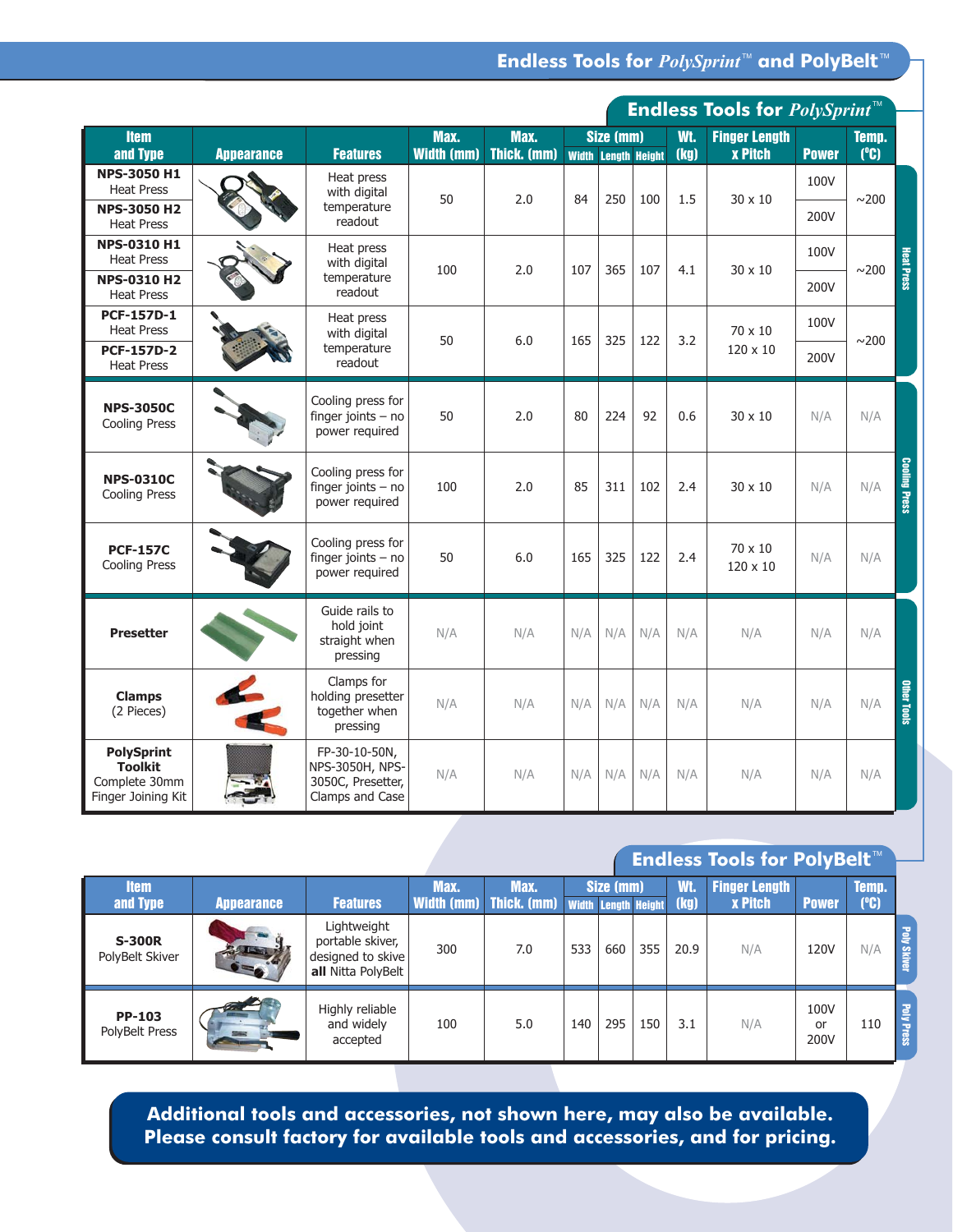# Endless Tools for *PolySprint*™ and PolyBelt™

## Endless Tools for *PolySprint*™

| Item and Type | Appearance | Features | Max. Width (mm) | Max. Thick. (mm) | Size (mm) Width | Length | Height | Wt. (kg) | Finger Length x Pitch | Power | Temp. (°C) |
|---|---|---|---|---|---|---|---|---|---|---|---|
| **NPS-3050 H1** Heat Press / **NPS-3050 H2** Heat Press | | Heat press with digital temperature readout | 50 | 2.0 | 84 | 250 | 100 | 1.5 | 30 x 10 | 100V / 200V | ~200 |
| **NPS-0310 H1** Heat Press / **NPS-0310 H2** Heat Press | | Heat press with digital temperature readout | 100 | 2.0 | 107 | 365 | 107 | 4.1 | 30 x 10 | 100V / 200V | ~200 |
| **PCF-157D-1** Heat Press / **PCF-157D-2** Heat Press | | Heat press with digital temperature readout | 50 | 6.0 | 165 | 325 | 122 | 3.2 | 70 x 10 / 120 x 10 | 100V / 200V | ~200 |
| **NPS-3050C** Cooling Press | | Cooling press for finger joints – no power required | 50 | 2.0 | 80 | 224 | 92 | 0.6 | 30 x 10 | N/A | N/A |
| **NPS-0310C** Cooling Press | | Cooling press for finger joints – no power required | 100 | 2.0 | 85 | 311 | 102 | 2.4 | 30 x 10 | N/A | N/A |
| **PCF-157C** Cooling Press | | Cooling press for finger joints – no power required | 50 | 6.0 | 165 | 325 | 122 | 2.4 | 70 x 10 / 120 x 10 | N/A | N/A |
| **Presetter** | | Guide rails to hold joint straight when pressing | N/A | N/A | N/A | N/A | N/A | N/A | N/A | N/A | N/A |
| **Clamps** (2 Pieces) | | Clamps for holding presetter together when pressing | N/A | N/A | N/A | N/A | N/A | N/A | N/A | N/A | N/A |
| **PolySprint Toolkit** Complete 30mm Finger Joining Kit | | FP-30-10-50N, NPS-3050H, NPS-3050C, Presetter, Clamps and Case | N/A | N/A | N/A | N/A | N/A | N/A | N/A | N/A | N/A |

## Endless Tools for PolyBelt™

| Item and Type | Appearance | Features | Max. Width (mm) | Max. Thick. (mm) | Size (mm) Width | Length | Height | Wt. (kg) | Finger Length x Pitch | Power | Temp. (°C) |
|---|---|---|---|---|---|---|---|---|---|---|---|
| **S-300R** PolyBelt Skiver | | Lightweight portable skiver, designed to skive **all** Nitta PolyBelt | 300 | 7.0 | 533 | 660 | 355 | 20.9 | N/A | 120V | N/A |
| **PP-103** PolyBelt Press | | Highly reliable and widely accepted | 100 | 5.0 | 140 | 295 | 150 | 3.1 | N/A | 100V or 200V | 110 |

**Additional tools and accessories, not shown here, may also be available. Please consult factory for available tools and accessories, and for pricing.**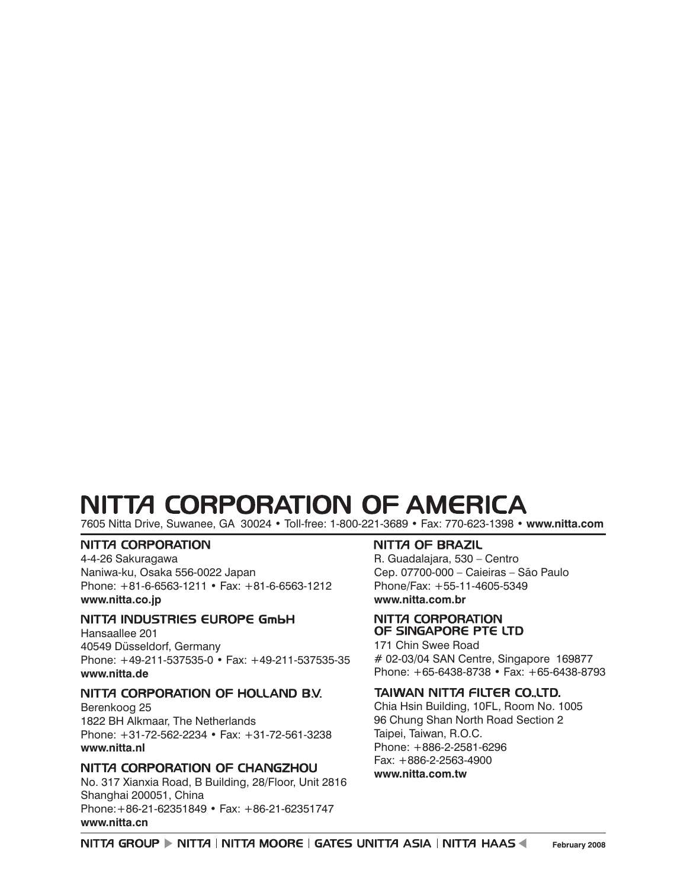# NITTA CORPORATION OF AMERICA

7605 Nitta Drive, Suwanee, GA 30024 • Toll-free: 1-800-221-3689 • Fax: 770-623-1398 • **www.nitta.com**

### NITTA CORPORATION

4-4-26 Sakuragawa
Naniwa-ku, Osaka 556-0022 Japan
Phone: +81-6-6563-1211 • Fax: +81-6-6563-1212
**www.nitta.co.jp**

### NITTA INDUSTRIES EUROPE GmbH

Hansaallee 201
40549 Düsseldorf, Germany
Phone: +49-211-537535-0 • Fax: +49-211-537535-35
**www.nitta.de**

### NITTA CORPORATION OF HOLLAND B.V.

Berenkoog 25
1822 BH Alkmaar, The Netherlands
Phone: +31-72-562-2234 • Fax: +31-72-561-3238
**www.nitta.nl**

### NITTA CORPORATION OF CHANGZHOU

No. 317 Xianxia Road, B Building, 28/Floor, Unit 2816
Shanghai 200051, China
Phone:+86-21-62351849 • Fax: +86-21-62351747
**www.nitta.cn**

### NITTA OF BRAZIL

R. Guadalajara, 530 – Centro
Cep. 07700-000 – Caieiras – São Paulo
Phone/Fax: +55-11-4605-5349
**www.nitta.com.br**

### NITTA CORPORATION OF SINGAPORE PTE LTD

171 Chin Swee Road
# 02-03/04 SAN Centre, Singapore 169877
Phone: +65-6438-8738 • Fax: +65-6438-8793

### TAIWAN NITTA FILTER CO.,LTD.

Chia Hsin Building, 10FL, Room No. 1005
96 Chung Shan North Road Section 2
Taipei, Taiwan, R.O.C.
Phone: +886-2-2581-6296
Fax: +886-2-2563-4900
**www.nitta.com.tw**

NITTA GROUP ▶ NITTA | NITTA MOORE | GATES UNITTA ASIA | NITTA HAAS ◀

**February 2008**